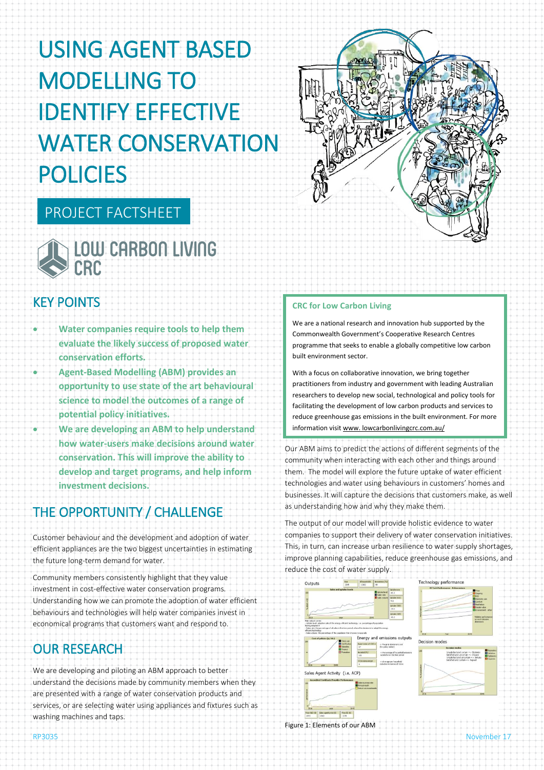# USING AGENT BASED MODELLING TO IDENTIFY EFFECTIVE WATER CONSERVATION POLICIES

## PROJECT FACTSHEET

LOW CARBON LIVING CRC

## KEY POINTS

- **Water companies require tools to help them evaluate the likely success of proposed water conservation efforts.**
- **Agent-Based Modelling (ABM) provides an opportunity to use state of the art behavioural science to model the outcomes of a range of potential policy initiatives.**
- **We are developing an ABM to help understand how water-users make decisions around water conservation. This will improve the ability to develop and target programs, and help inform investment decisions.**

## THE OPPORTUNITY / CHALLENGE

Customer behaviour and the development and adoption of water efficient appliances are the two biggest uncertainties in estimating the future long-term demand for water.

Community members consistently highlight that they value investment in cost-effective water conservation programs. Understanding how we can promote the adoption of water efficient behaviours and technologies will help water companies invest in economical programs that customers want and respond to.

## OUR RESEARCH

We are developing and piloting an ABM approach to better understand the decisions made by community members when they are presented with a range of water conservation products and services, or are selecting water using appliances and fixtures such as washing machines and taps.

Our ABM aims to predict the actions of different segments of the community when interacting with each other and things around them. The model will explore the future uptake of water efficient technologies and water using behaviours in customers' homes and businesses. It will capture the decisions that customers make, as well as understanding how and why they make them.

The output of our model will provide holistic evidence to water companies to support their delivery of water conservation initiatives. This, in turn, can increase urban resilience to water supply shortages, improve planning capabilities, reduce greenhouse gas emissions, and reduce the cost of water supply.

Figure 1: Elements of our ABM

**CRC for Low Carbon Living**

We are a national research and innovation hub supported by the Commonwealth Government's Cooperative Research Centres programme that seeks to enable a globally competitive low carbon built environment sector.

With a focus on collaborative innovation, we bring together practitioners from industry and government with leading Australian researchers to develop new social, technological and policy tools for facilitating the development of low carbon products and services to reduce greenhouse gas emissions in the built environment. For more information visit www. lowcarbonlivingcrc.com.au/

RP3035 November 17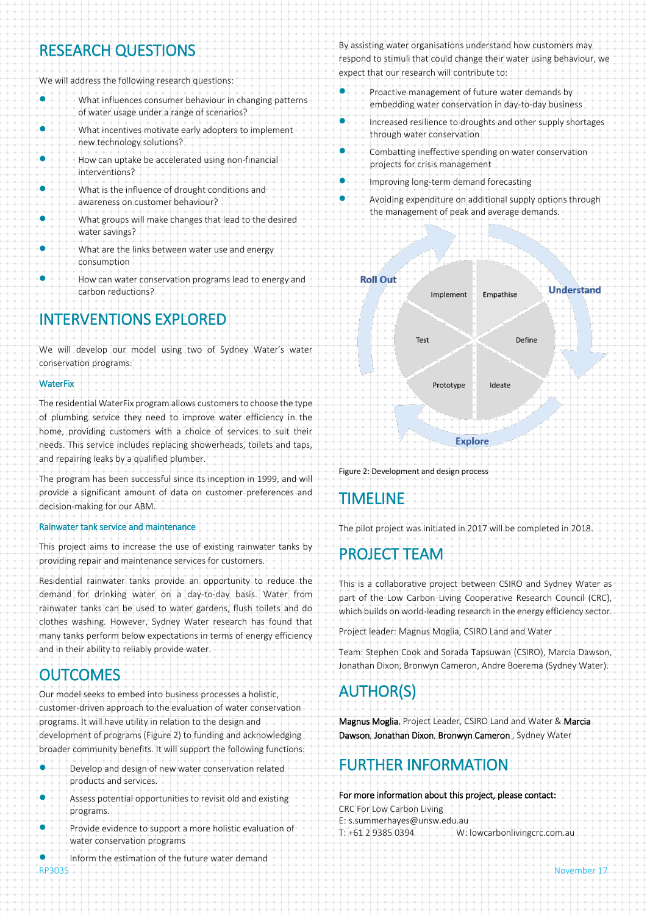## RESEARCH QUESTIONS

We will address the following research questions:

- What influences consumer behaviour in changing patterns of water usage under a range of scenarios?
- What incentives motivate early adopters to implement new technology solutions?
- How can uptake be accelerated using non-financial interventions?
- What is the influence of drought conditions and awareness on customer behaviour?
- What groups will make changes that lead to the desired water savings?
- What are the links between water use and energy consumption
- How can water conservation programs lead to energy and carbon reductions?

## INTERVENTIONS EXPLORED

We will develop our model using two of Sydney Water's water conservation programs:

### WaterFix

The residential WaterFix program allows customers to choose the type of plumbing service they need to improve water efficiency in the home, providing customers with a choice of services to suit their needs. This service includes replacing showerheads, toilets and taps, and repairing leaks by a qualified plumber.

The program has been successful since its inception in 1999, and will provide a significant amount of data on customer preferences and decision-making for our ABM.

### Rainwater tank service and maintenance

This project aims to increase the use of existing rainwater tanks by providing repair and maintenance services for customers.

Residential rainwater tanks provide an opportunity to reduce the demand for drinking water on a day-to-day basis. Water from rainwater tanks can be used to water gardens, flush toilets and do clothes washing. However, Sydney Water research has found that many tanks perform below expectations in terms of energy efficiency and in their ability to reliably provide water.

## OUTCOMES

Our model seeks to embed into business processes a holistic, customer-driven approach to the evaluation of water conservation programs. It will have utility in relation to the design and development of programs (Figure 2) to funding and acknowledging broader community benefits. It will support the following functions:

- Develop and design of new water conservation related products and services.
- Assess potential opportunities to revisit old and existing programs.
- Provide evidence to support a more holistic evaluation of water conservation programs
- Inform the estimation of the future water demand

By assisting water organisations understand how customers may respond to stimuli that could change their water using behaviour, we expect that our research will contribute to:

- Proactive management of future water demands by embedding water conservation in day-to-day business
- Increased resilience to droughts and other supply shortages through water conservation
- Combatting ineffective spending on water conservation projects for crisis management
- Improving long-term demand forecasting
- Avoiding expenditure on additional supply options through the management of peak and average demands.

Figure 2: Development and design process

## TIMELINE

The pilot project was initiated in 2017 will be completed in 2018.

## PROJECT TEAM

This is a collaborative project between CSIRO and Sydney Water as part of the Low Carbon Living Cooperative Research Council (CRC), which builds on world-leading research in the energy efficiency sector.

Project leader: Magnus Moglia, CSIRO Land and Water

Team: Stephen Cook and Sorada Tapsuwan (CSIRO), Marcia Dawson, Jonathan Dixon, Bronwyn Cameron, Andre Boerema (Sydney Water).

## AUTHOR(S)

**Magnus Moglia**, Project Leader, CSIRO Land and Water & **Marcia Dawson**, **Jonathan Dixon**, **Bronwyn Cameron** , Sydney Water

## FURTHER INFORMATION

**For more information about this project, please contact:**
CRC For Low Carbon Living
E: s.summerhayes@unsw.edu.au
T: +61 2 9385 0394 W: lowcarbonlivingcrc.com.au